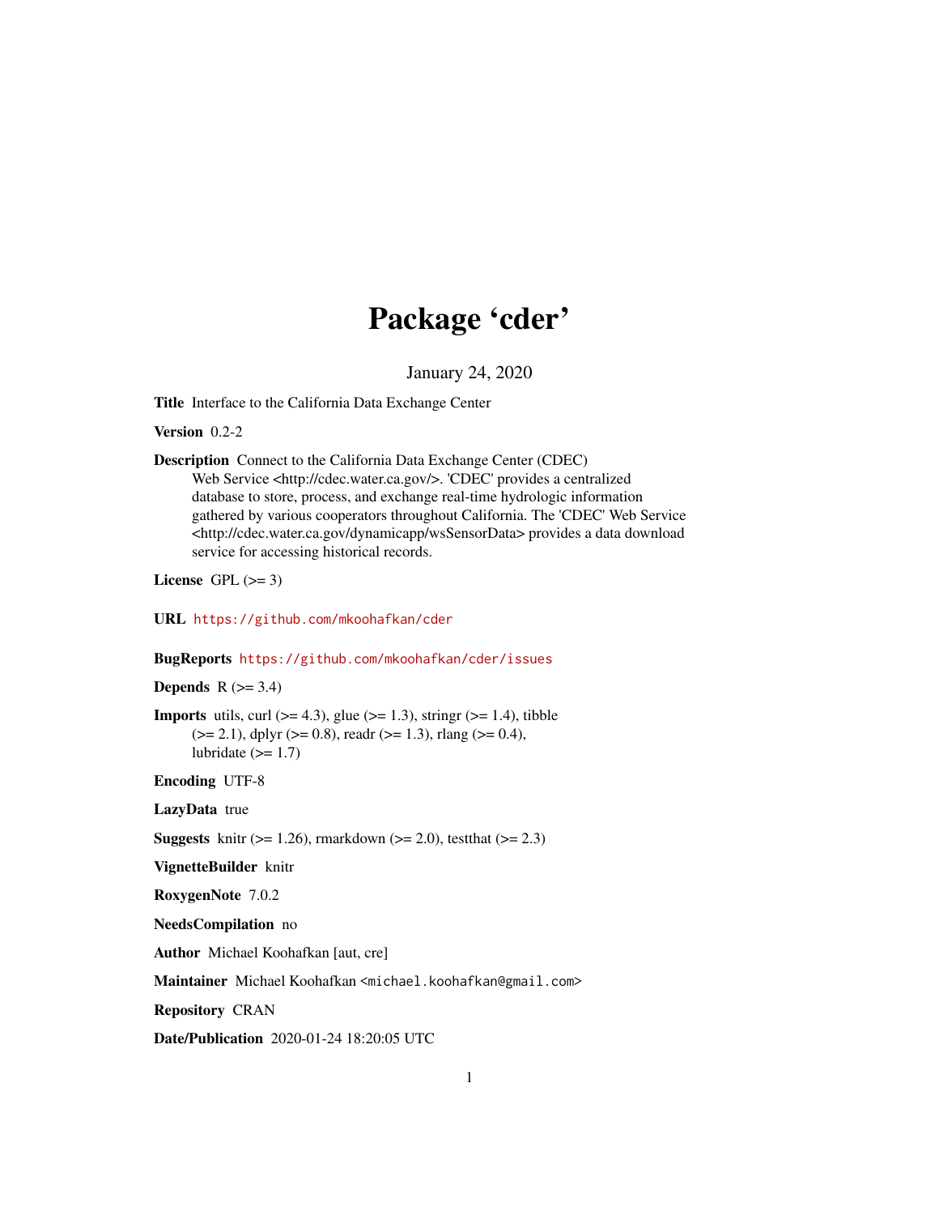# Package 'cder'

January 24, 2020

**Title** Interface to the California Data Exchange Center

**Version** 0.2-2

**Description** Connect to the California Data Exchange Center (CDEC) Web Service <http://cdec.water.ca.gov/>. 'CDEC' provides a centralized database to store, process, and exchange real-time hydrologic information gathered by various cooperators throughout California. The 'CDEC' Web Service <http://cdec.water.ca.gov/dynamicapp/wsSensorData> provides a data download service for accessing historical records.

**License** GPL (>= 3)

**URL** https://github.com/mkoohafkan/cder

**BugReports** https://github.com/mkoohafkan/cder/issues

**Depends** R (>= 3.4)

**Imports** utils, curl (>= 4.3), glue (>= 1.3), stringr (>= 1.4), tibble (>= 2.1), dplyr (>= 0.8), readr (>= 1.3), rlang (>= 0.4), lubridate (>= 1.7)

**Encoding** UTF-8

**LazyData** true

**Suggests** knitr (>= 1.26), rmarkdown (>= 2.0), testthat (>= 2.3)

**VignetteBuilder** knitr

**RoxygenNote** 7.0.2

**NeedsCompilation** no

**Author** Michael Koohafkan [aut, cre]

**Maintainer** Michael Koohafkan <michael.koohafkan@gmail.com>

**Repository** CRAN

**Date/Publication** 2020-01-24 18:20:05 UTC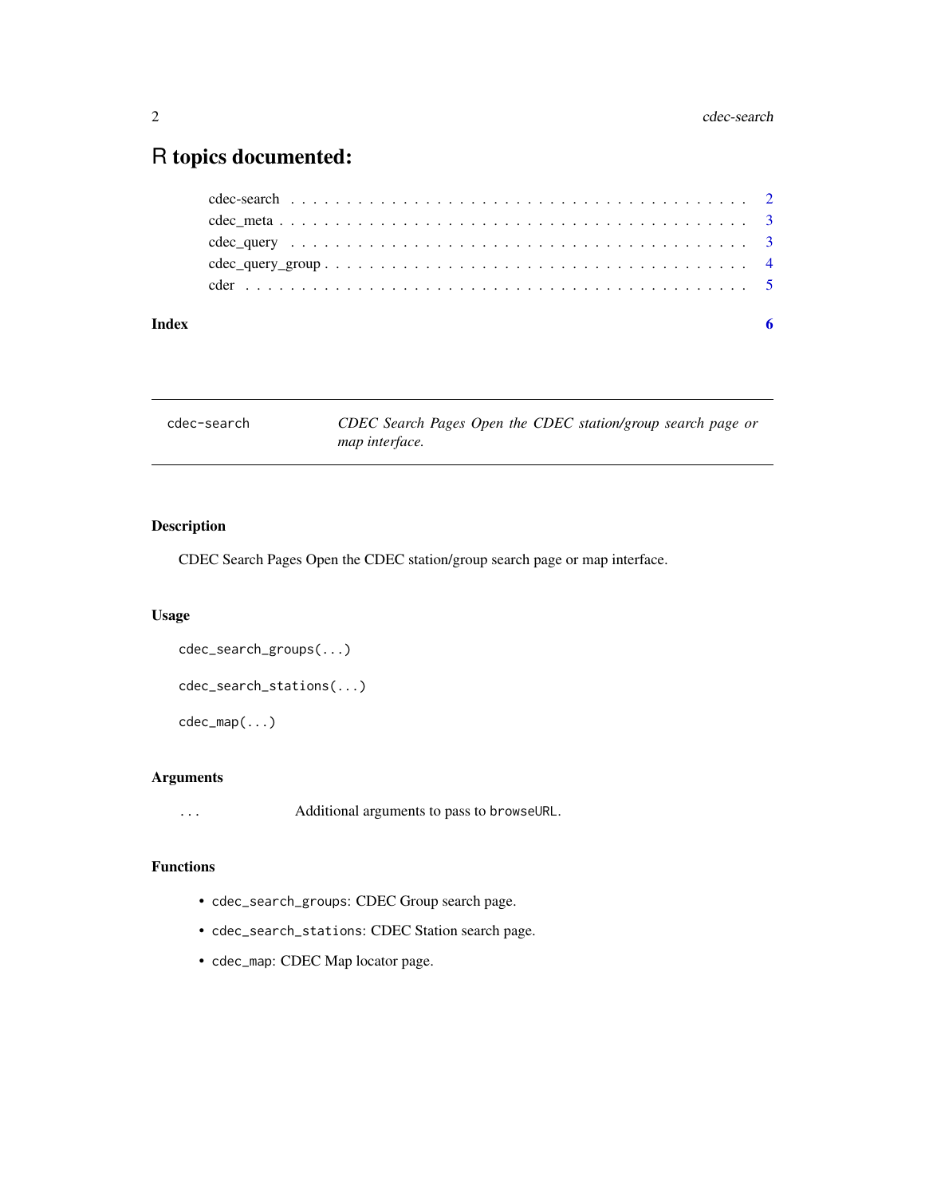# R topics documented:

cdec-search . . . . . . . . . . . . . . . . . . . . . . . . . . . . . . . . . . . . . . . . . 2
cdec_meta . . . . . . . . . . . . . . . . . . . . . . . . . . . . . . . . . . . . . . . . . 3
cdec_query . . . . . . . . . . . . . . . . . . . . . . . . . . . . . . . . . . . . . . . . . 3
cdec_query_group . . . . . . . . . . . . . . . . . . . . . . . . . . . . . . . . . . . . . . 4
cder . . . . . . . . . . . . . . . . . . . . . . . . . . . . . . . . . . . . . . . . . . . . 5

**Index** **6**

---

`cdec-search` *CDEC Search Pages Open the CDEC station/group search page or map interface.*

---

## Description

CDEC Search Pages Open the CDEC station/group search page or map interface.

## Usage

```
cdec_search_groups(...)

cdec_search_stations(...)

cdec_map(...)
```

## Arguments

`...` Additional arguments to pass to `browseURL`.

## Functions

- `cdec_search_groups`: CDEC Group search page.
- `cdec_search_stations`: CDEC Station search page.
- `cdec_map`: CDEC Map locator page.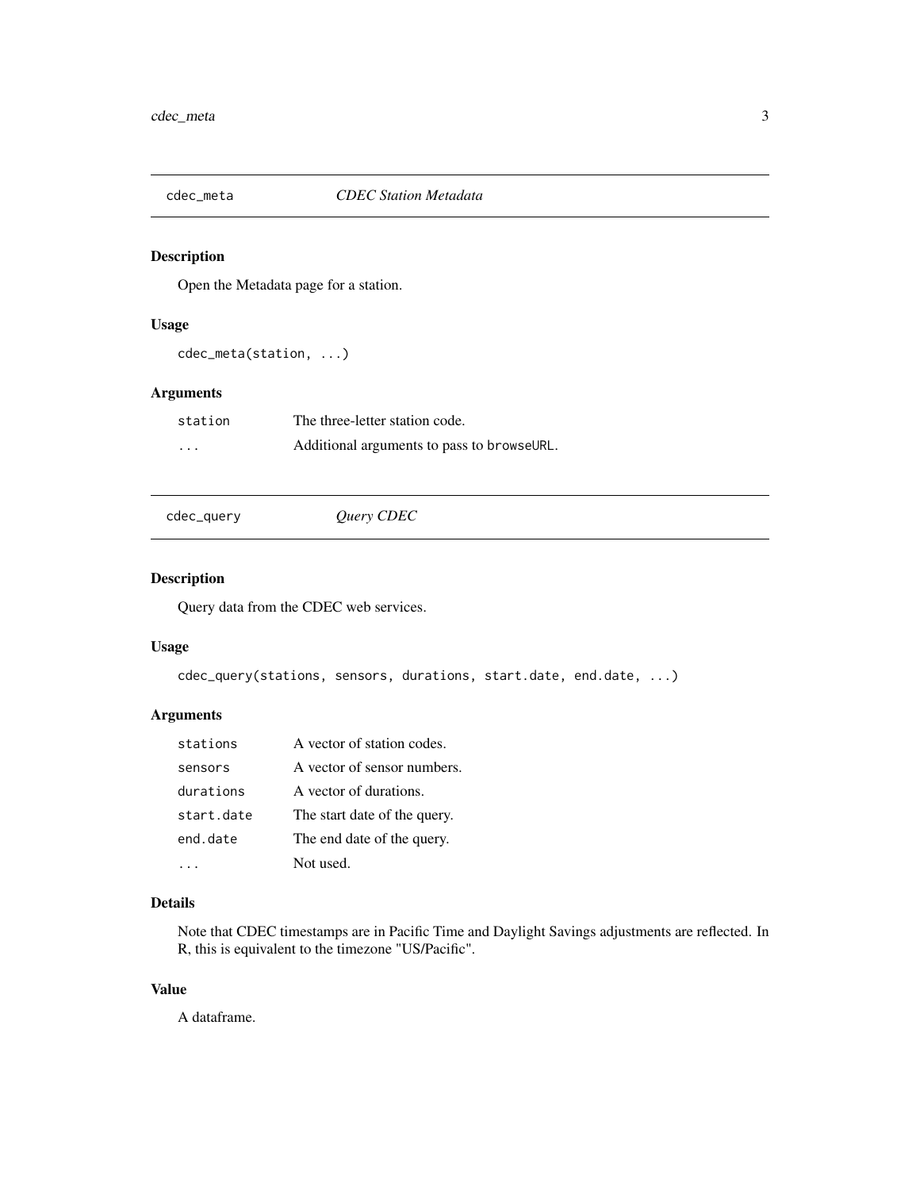## cdec_meta — *CDEC Station Metadata*

### Description

Open the Metadata page for a station.

### Usage

```
cdec_meta(station, ...)
```

### Arguments

| | |
|---|---|
| `station` | The three-letter station code. |
| `...` | Additional arguments to pass to `browseURL`. |

## cdec_query — *Query CDEC*

### Description

Query data from the CDEC web services.

### Usage

```
cdec_query(stations, sensors, durations, start.date, end.date, ...)
```

### Arguments

| | |
|---|---|
| `stations` | A vector of station codes. |
| `sensors` | A vector of sensor numbers. |
| `durations` | A vector of durations. |
| `start.date` | The start date of the query. |
| `end.date` | The end date of the query. |
| `...` | Not used. |

### Details

Note that CDEC timestamps are in Pacific Time and Daylight Savings adjustments are reflected. In R, this is equivalent to the timezone "US/Pacific".

### Value

A dataframe.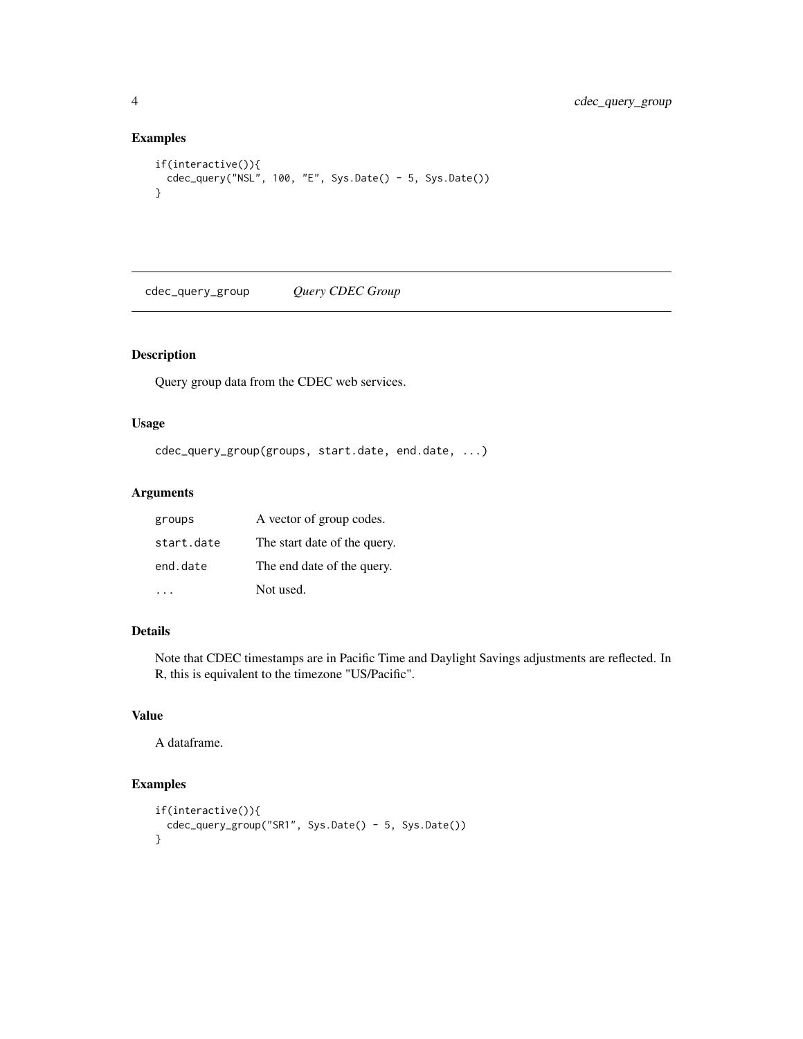## Examples

```
if(interactive()){
  cdec_query("NSL", 100, "E", Sys.Date() - 5, Sys.Date())
}
```

---

# cdec_query_group    *Query CDEC Group*

---

## Description

Query group data from the CDEC web services.

## Usage

```
cdec_query_group(groups, start.date, end.date, ...)
```

## Arguments

| | |
|---|---|
| groups | A vector of group codes. |
| start.date | The start date of the query. |
| end.date | The end date of the query. |
| ... | Not used. |

## Details

Note that CDEC timestamps are in Pacific Time and Daylight Savings adjustments are reflected. In R, this is equivalent to the timezone "US/Pacific".

## Value

A dataframe.

## Examples

```
if(interactive()){
  cdec_query_group("SR1", Sys.Date() - 5, Sys.Date())
}
```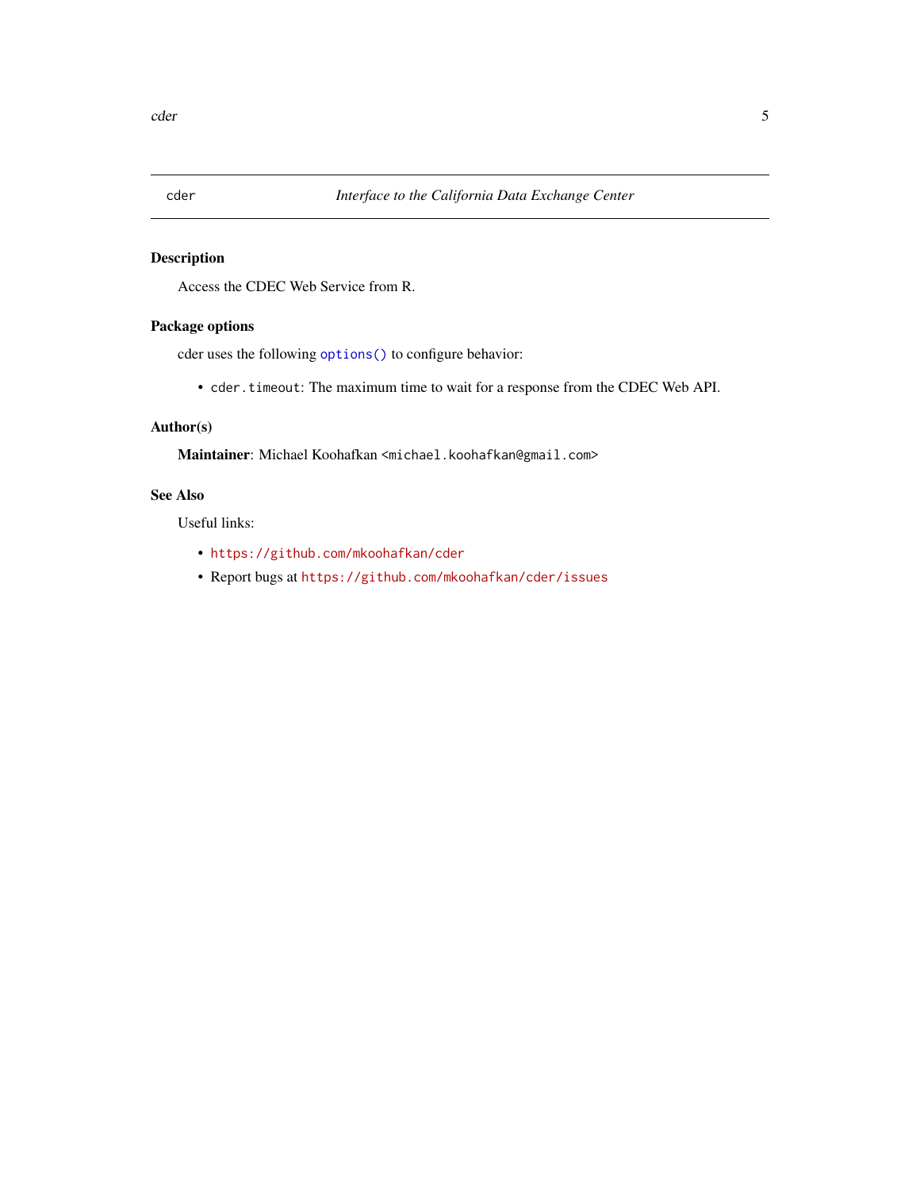## cder — *Interface to the California Data Exchange Center*

### Description

Access the CDEC Web Service from R.

### Package options

cder uses the following `options()` to configure behavior:

- `cder.timeout`: The maximum time to wait for a response from the CDEC Web API.

### Author(s)

**Maintainer**: Michael Koohafkan <michael.koohafkan@gmail.com>

### See Also

Useful links:

- https://github.com/mkoohafkan/cder
- Report bugs at https://github.com/mkoohafkan/cder/issues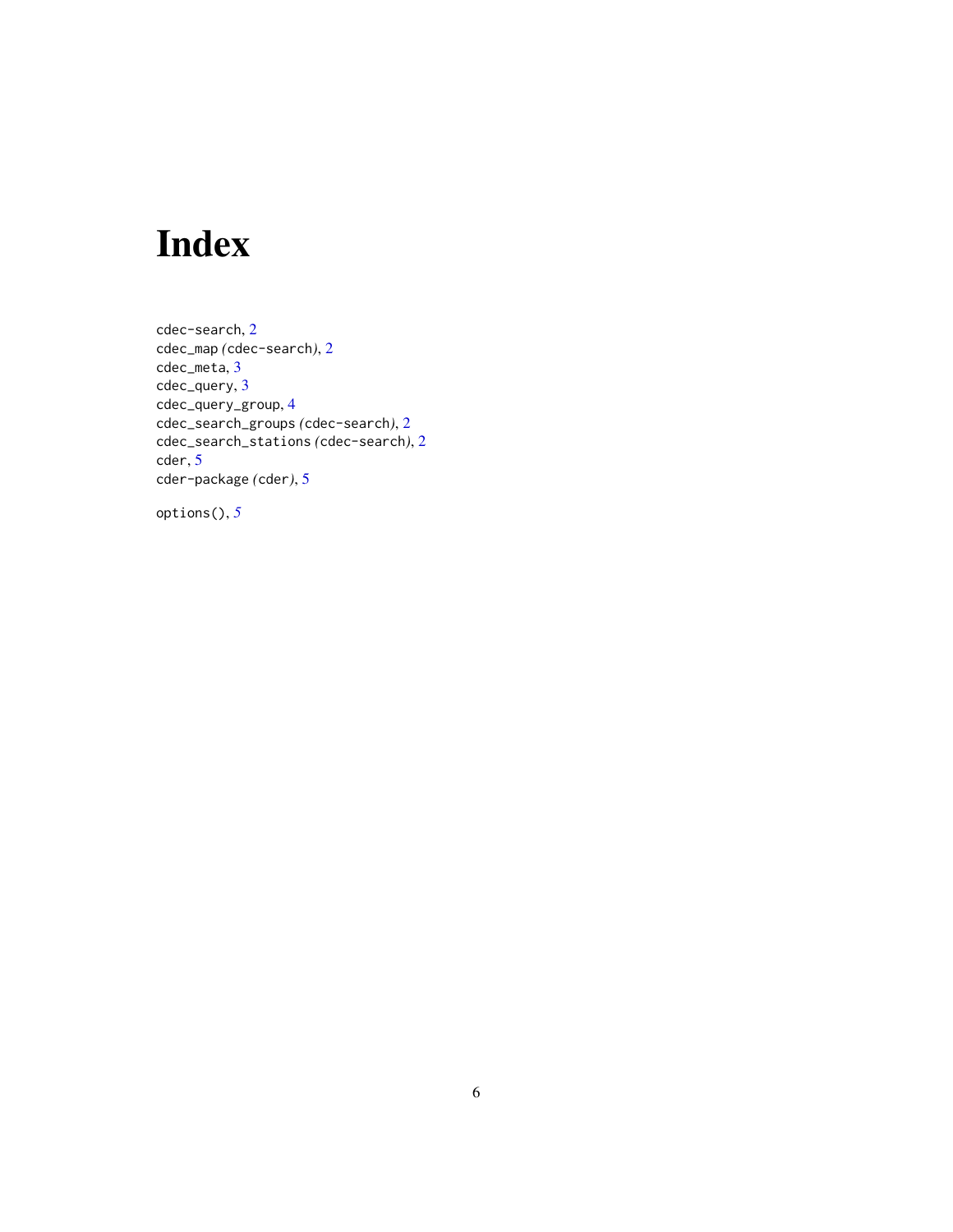# Index

cdec-search, 2
cdec_map (cdec-search), 2
cdec_meta, 3
cdec_query, 3
cdec_query_group, 4
cdec_search_groups (cdec-search), 2
cdec_search_stations (cdec-search), 2
cder, 5
cder-package (cder), 5

options(), *5*